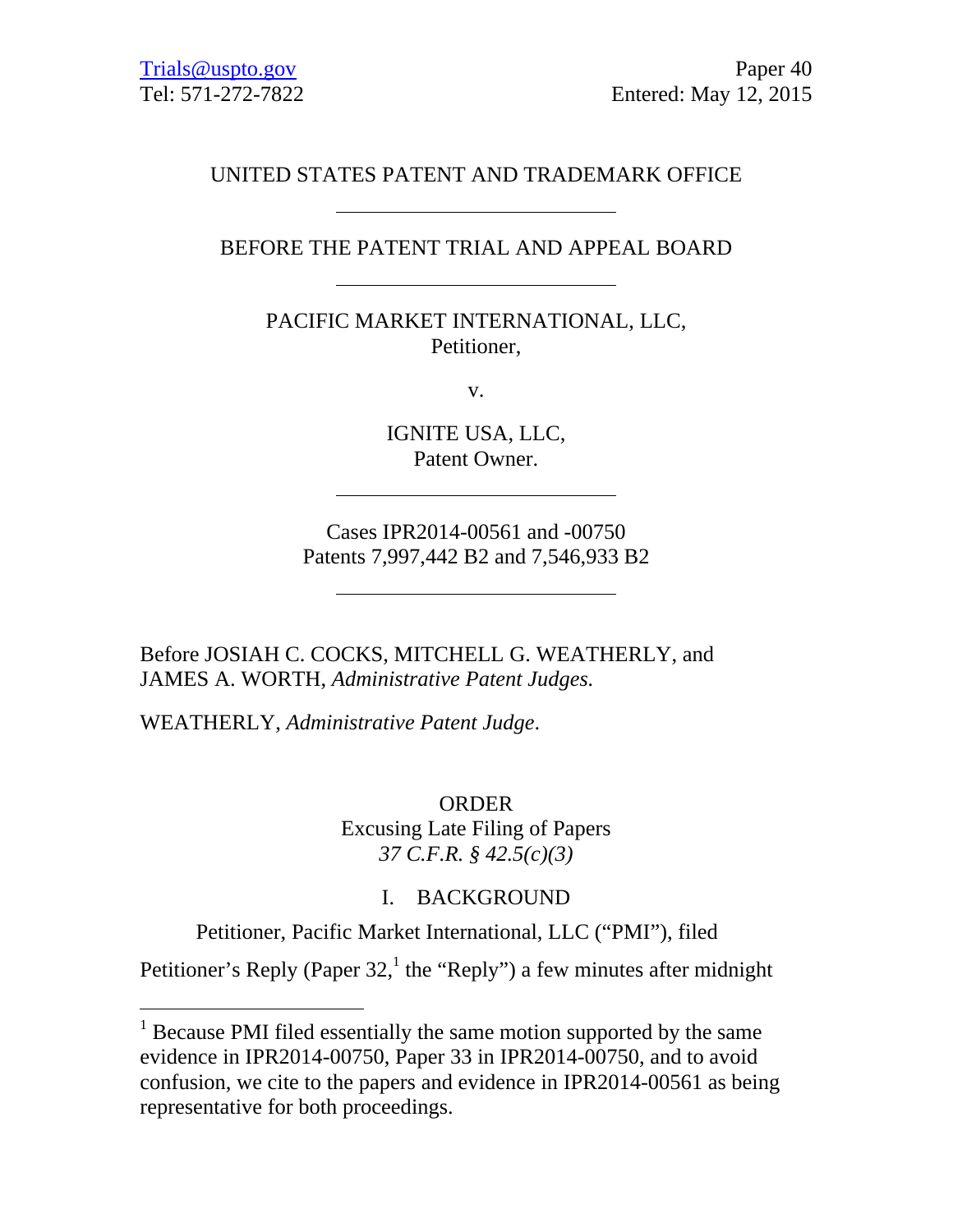Trials@uspto.gov
Tel: 571-272-7822

Paper 40
Entered: May 12, 2015

UNITED STATES PATENT AND TRADEMARK OFFICE

---

BEFORE THE PATENT TRIAL AND APPEAL BOARD

---

PACIFIC MARKET INTERNATIONAL, LLC,
Petitioner,

v.

IGNITE USA, LLC,
Patent Owner.

---

Cases IPR2014-00561 and -00750
Patents 7,997,442 B2 and 7,546,933 B2

---

Before JOSIAH C. COCKS, MITCHELL G. WEATHERLY, and JAMES A. WORTH, *Administrative Patent Judges.*

WEATHERLY, *Administrative Patent Judge*.

ORDER
Excusing Late Filing of Papers
*37 C.F.R. § 42.5(c)(3)*

## I. BACKGROUND

Petitioner, Pacific Market International, LLC ("PMI"), filed Petitioner's Reply (Paper 32,[1] the "Reply") a few minutes after midnight

---

[1] Because PMI filed essentially the same motion supported by the same evidence in IPR2014-00750, Paper 33 in IPR2014-00750, and to avoid confusion, we cite to the papers and evidence in IPR2014-00561 as being representative for both proceedings.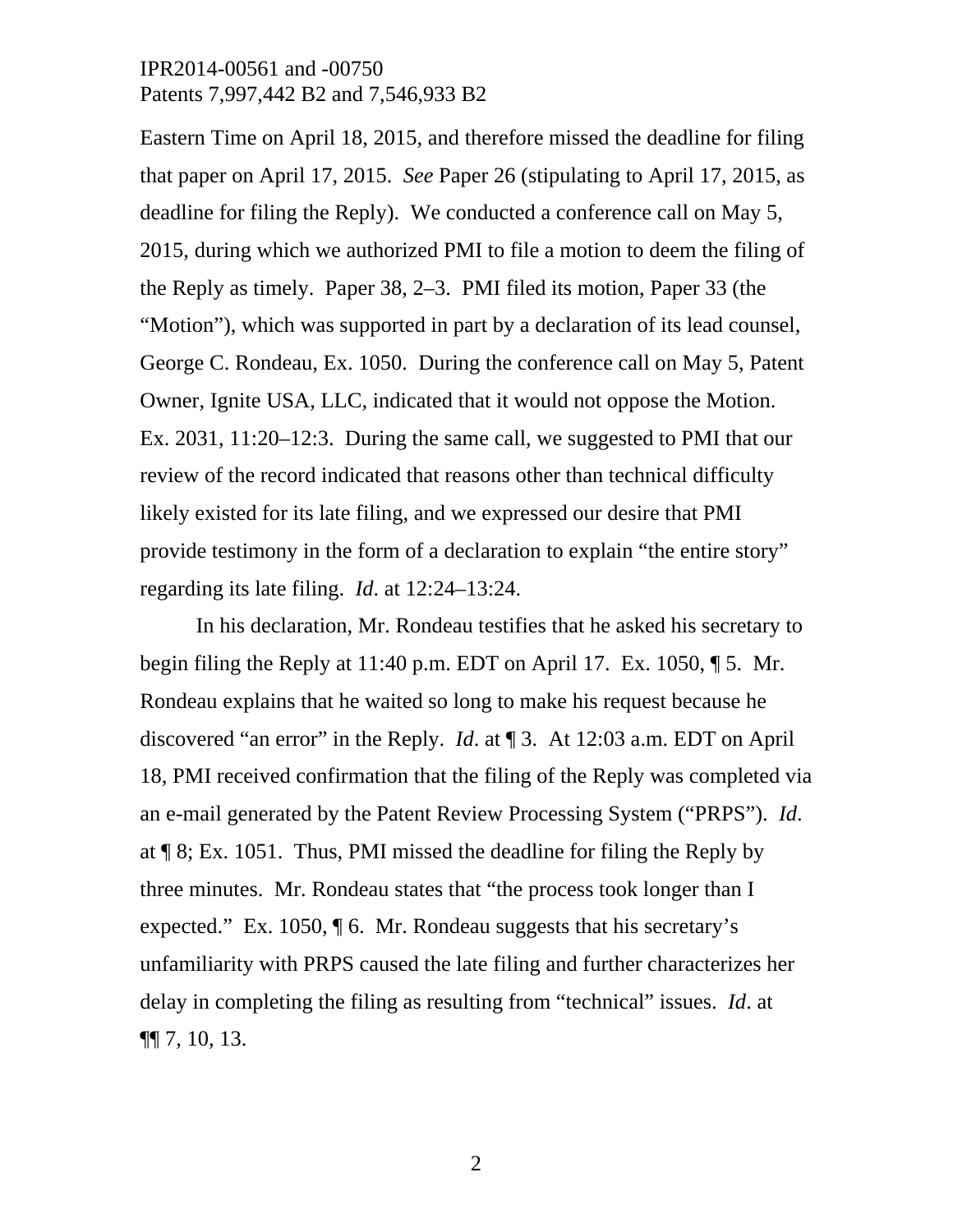Eastern Time on April 18, 2015, and therefore missed the deadline for filing that paper on April 17, 2015. *See* Paper 26 (stipulating to April 17, 2015, as deadline for filing the Reply). We conducted a conference call on May 5, 2015, during which we authorized PMI to file a motion to deem the filing of the Reply as timely. Paper 38, 2–3. PMI filed its motion, Paper 33 (the "Motion"), which was supported in part by a declaration of its lead counsel, George C. Rondeau, Ex. 1050. During the conference call on May 5, Patent Owner, Ignite USA, LLC, indicated that it would not oppose the Motion. Ex. 2031, 11:20–12:3. During the same call, we suggested to PMI that our review of the record indicated that reasons other than technical difficulty likely existed for its late filing, and we expressed our desire that PMI provide testimony in the form of a declaration to explain "the entire story" regarding its late filing. *Id*. at 12:24–13:24.

In his declaration, Mr. Rondeau testifies that he asked his secretary to begin filing the Reply at 11:40 p.m. EDT on April 17. Ex. 1050, ¶ 5. Mr. Rondeau explains that he waited so long to make his request because he discovered "an error" in the Reply. *Id*. at ¶ 3. At 12:03 a.m. EDT on April 18, PMI received confirmation that the filing of the Reply was completed via an e-mail generated by the Patent Review Processing System ("PRPS"). *Id*. at ¶ 8; Ex. 1051. Thus, PMI missed the deadline for filing the Reply by three minutes. Mr. Rondeau states that "the process took longer than I expected." Ex. 1050, ¶ 6. Mr. Rondeau suggests that his secretary's unfamiliarity with PRPS caused the late filing and further characterizes her delay in completing the filing as resulting from "technical" issues. *Id*. at ¶¶ 7, 10, 13.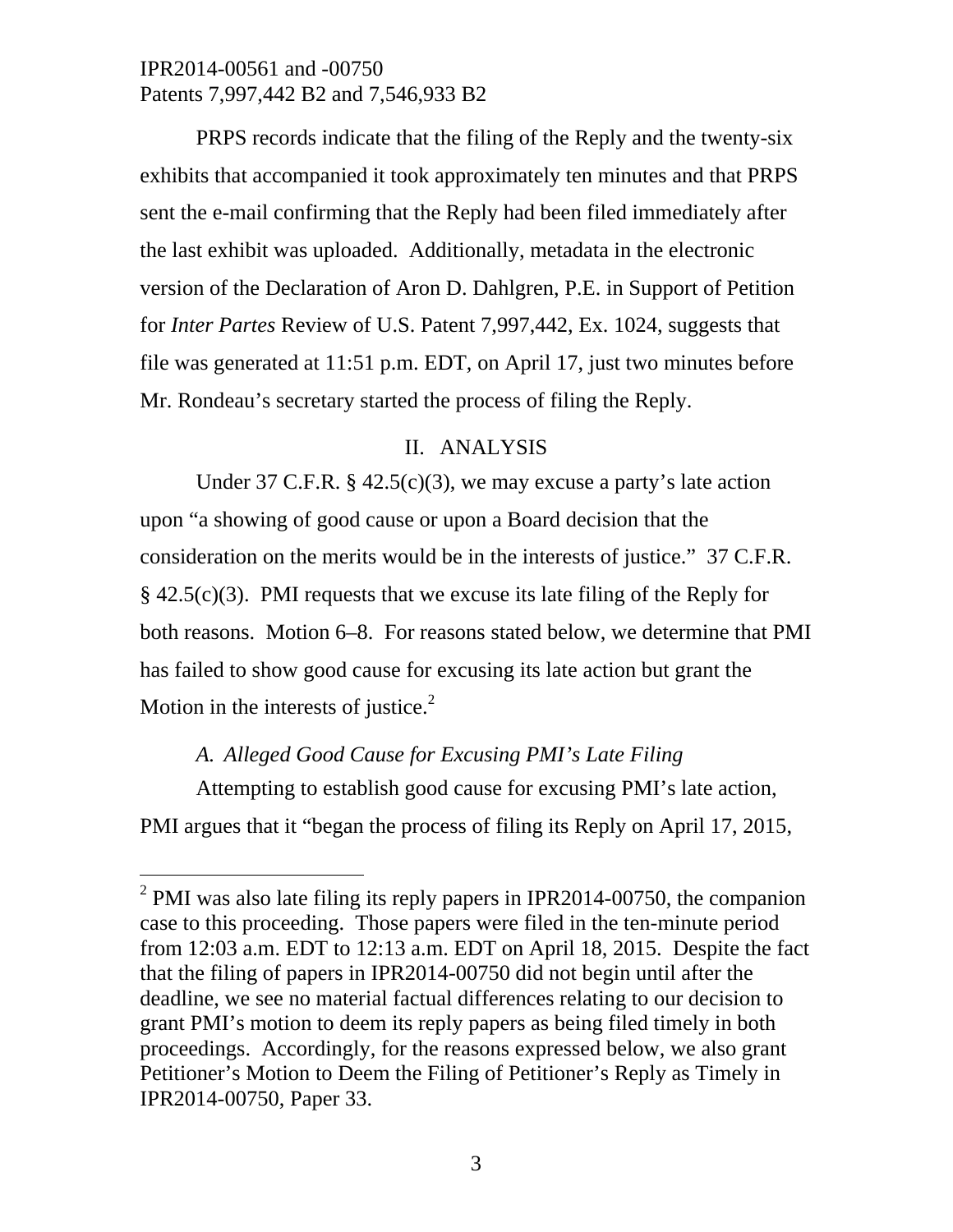PRPS records indicate that the filing of the Reply and the twenty-six exhibits that accompanied it took approximately ten minutes and that PRPS sent the e-mail confirming that the Reply had been filed immediately after the last exhibit was uploaded. Additionally, metadata in the electronic version of the Declaration of Aron D. Dahlgren, P.E. in Support of Petition for *Inter Partes* Review of U.S. Patent 7,997,442, Ex. 1024, suggests that file was generated at 11:51 p.m. EDT, on April 17, just two minutes before Mr. Rondeau's secretary started the process of filing the Reply.

## II. ANALYSIS

Under 37 C.F.R. § 42.5(c)(3), we may excuse a party's late action upon "a showing of good cause or upon a Board decision that the consideration on the merits would be in the interests of justice." 37 C.F.R. § 42.5(c)(3). PMI requests that we excuse its late filing of the Reply for both reasons. Motion 6–8. For reasons stated below, we determine that PMI has failed to show good cause for excusing its late action but grant the Motion in the interests of justice.[2]

### *A. Alleged Good Cause for Excusing PMI's Late Filing*

Attempting to establish good cause for excusing PMI's late action, PMI argues that it "began the process of filing its Reply on April 17, 2015,

[2] PMI was also late filing its reply papers in IPR2014-00750, the companion case to this proceeding. Those papers were filed in the ten-minute period from 12:03 a.m. EDT to 12:13 a.m. EDT on April 18, 2015. Despite the fact that the filing of papers in IPR2014-00750 did not begin until after the deadline, we see no material factual differences relating to our decision to grant PMI's motion to deem its reply papers as being filed timely in both proceedings. Accordingly, for the reasons expressed below, we also grant Petitioner's Motion to Deem the Filing of Petitioner's Reply as Timely in IPR2014-00750, Paper 33.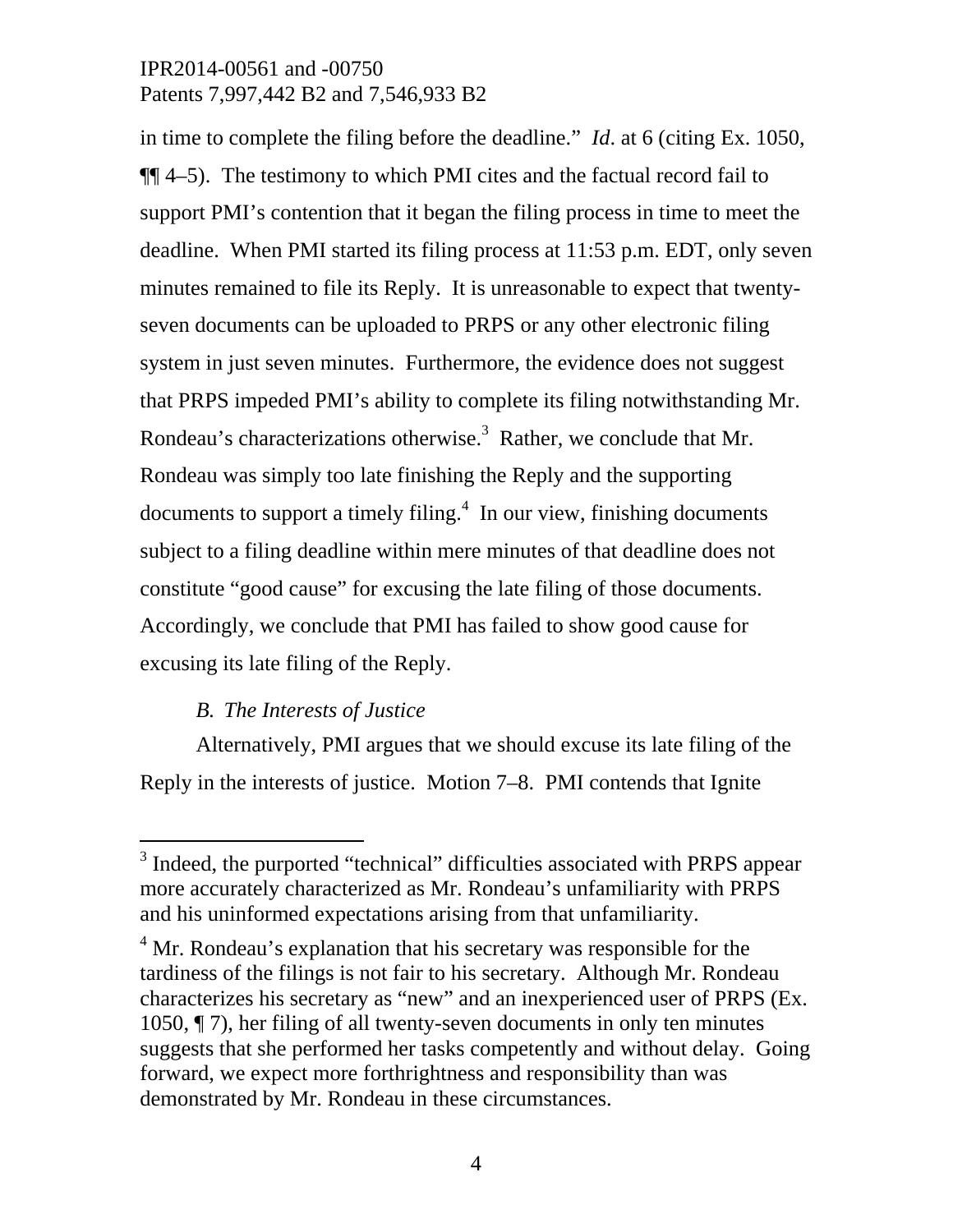in time to complete the filing before the deadline." *Id*. at 6 (citing Ex. 1050, ¶¶ 4–5). The testimony to which PMI cites and the factual record fail to support PMI's contention that it began the filing process in time to meet the deadline. When PMI started its filing process at 11:53 p.m. EDT, only seven minutes remained to file its Reply. It is unreasonable to expect that twenty-seven documents can be uploaded to PRPS or any other electronic filing system in just seven minutes. Furthermore, the evidence does not suggest that PRPS impeded PMI's ability to complete its filing notwithstanding Mr. Rondeau's characterizations otherwise.[3] Rather, we conclude that Mr. Rondeau was simply too late finishing the Reply and the supporting documents to support a timely filing.[4] In our view, finishing documents subject to a filing deadline within mere minutes of that deadline does not constitute "good cause" for excusing the late filing of those documents. Accordingly, we conclude that PMI has failed to show good cause for excusing its late filing of the Reply.

*B. The Interests of Justice*

Alternatively, PMI argues that we should excuse its late filing of the Reply in the interests of justice. Motion 7–8. PMI contends that Ignite

[3] Indeed, the purported "technical" difficulties associated with PRPS appear more accurately characterized as Mr. Rondeau's unfamiliarity with PRPS and his uninformed expectations arising from that unfamiliarity.

[4] Mr. Rondeau's explanation that his secretary was responsible for the tardiness of the filings is not fair to his secretary. Although Mr. Rondeau characterizes his secretary as "new" and an inexperienced user of PRPS (Ex. 1050, ¶ 7), her filing of all twenty-seven documents in only ten minutes suggests that she performed her tasks competently and without delay. Going forward, we expect more forthrightness and responsibility than was demonstrated by Mr. Rondeau in these circumstances.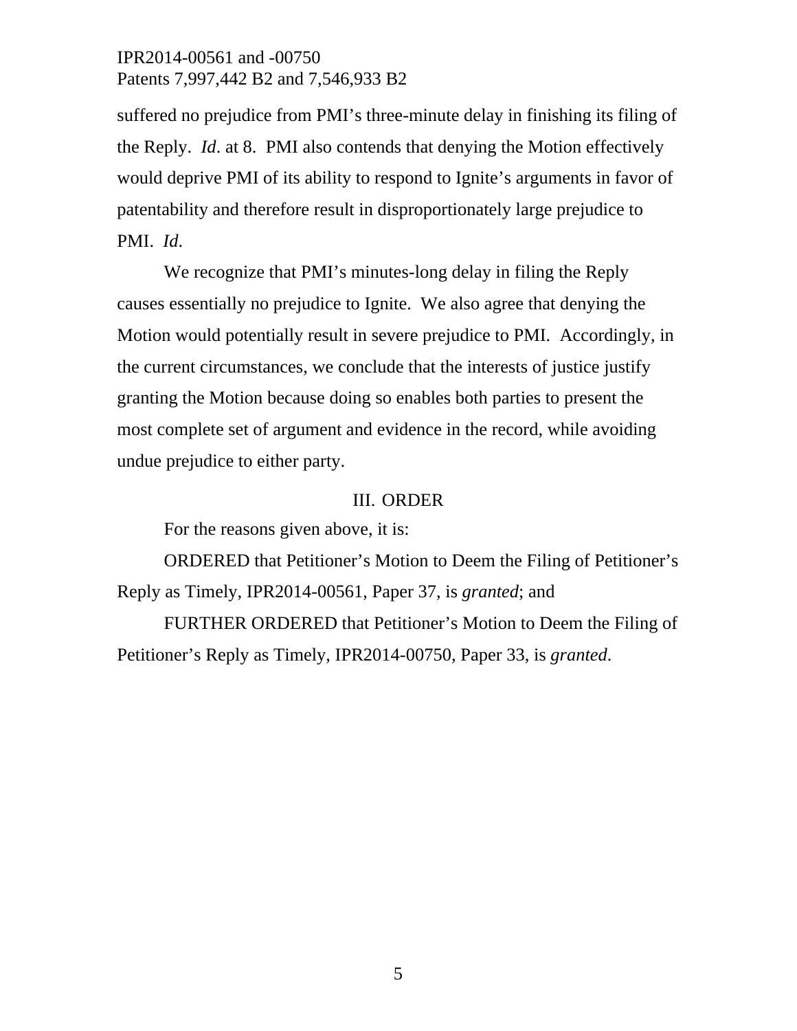suffered no prejudice from PMI's three-minute delay in finishing its filing of the Reply. *Id*. at 8. PMI also contends that denying the Motion effectively would deprive PMI of its ability to respond to Ignite's arguments in favor of patentability and therefore result in disproportionately large prejudice to PMI. *Id*.

We recognize that PMI's minutes-long delay in filing the Reply causes essentially no prejudice to Ignite. We also agree that denying the Motion would potentially result in severe prejudice to PMI. Accordingly, in the current circumstances, we conclude that the interests of justice justify granting the Motion because doing so enables both parties to present the most complete set of argument and evidence in the record, while avoiding undue prejudice to either party.

## III. ORDER

For the reasons given above, it is:

ORDERED that Petitioner's Motion to Deem the Filing of Petitioner's Reply as Timely, IPR2014-00561, Paper 37, is *granted*; and

FURTHER ORDERED that Petitioner's Motion to Deem the Filing of Petitioner's Reply as Timely, IPR2014-00750, Paper 33, is *granted*.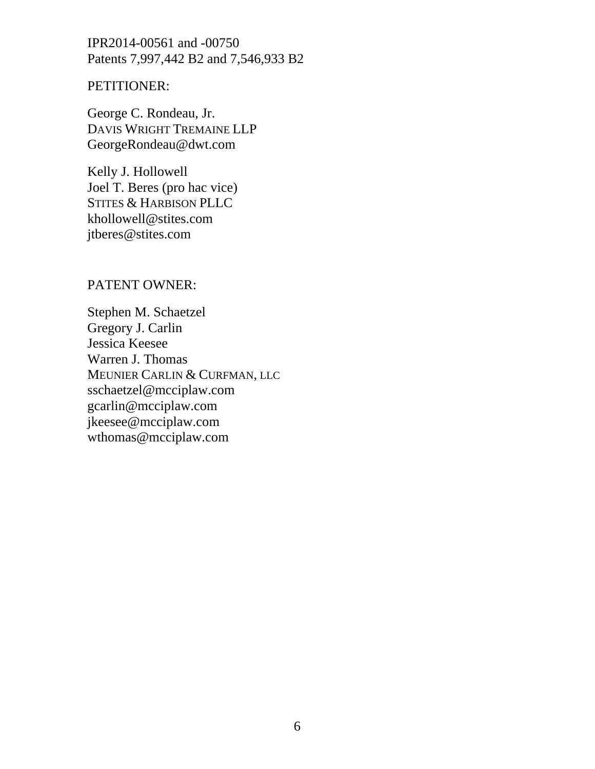PETITIONER:

George C. Rondeau, Jr.
DAVIS WRIGHT TREMAINE LLP
GeorgeRondeau@dwt.com

Kelly J. Hollowell
Joel T. Beres (pro hac vice)
STITES & HARBISON PLLC
khollowell@stites.com
jtberes@stites.com

PATENT OWNER:

Stephen M. Schaetzel
Gregory J. Carlin
Jessica Keesee
Warren J. Thomas
MEUNIER CARLIN & CURFMAN, LLC
sschaetzel@mcciplaw.com
gcarlin@mcciplaw.com
jkeesee@mcciplaw.com
wthomas@mcciplaw.com